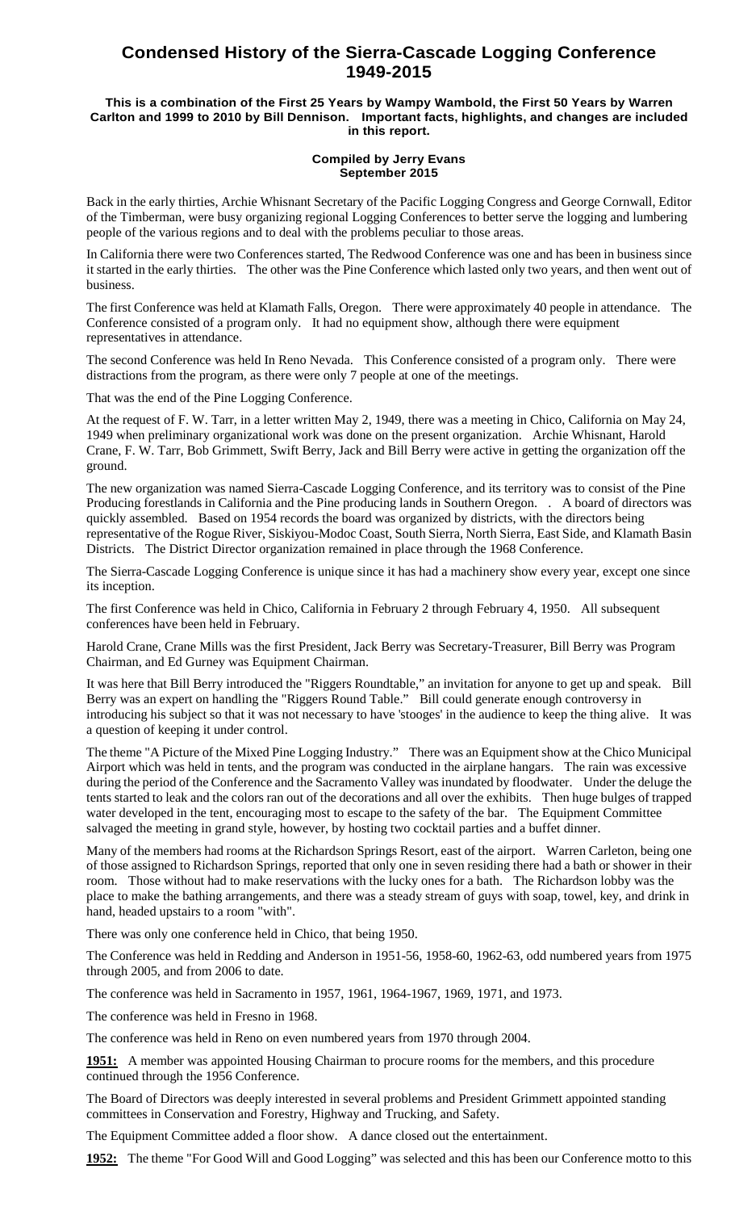# Condensed History of the Sierra-Cascade Logging Conference 1949-2015

**This is a combination of the First 25 Years by Wampy Wambold, the First 50 Years by Warren Carlton and 1999 to 2010 by Bill Dennison. Important facts, highlights, and changes are included in this report.**

**Compiled by Jerry Evans**
**September 2015**

Back in the early thirties, Archie Whisnant Secretary of the Pacific Logging Congress and George Cornwall, Editor of the Timberman, were busy organizing regional Logging Conferences to better serve the logging and lumbering people of the various regions and to deal with the problems peculiar to those areas.

In California there were two Conferences started, The Redwood Conference was one and has been in business since it started in the early thirties. The other was the Pine Conference which lasted only two years, and then went out of business.

The first Conference was held at Klamath Falls, Oregon. There were approximately 40 people in attendance. The Conference consisted of a program only. It had no equipment show, although there were equipment representatives in attendance.

The second Conference was held In Reno Nevada. This Conference consisted of a program only. There were distractions from the program, as there were only 7 people at one of the meetings.

That was the end of the Pine Logging Conference.

At the request of F. W. Tarr, in a letter written May 2, 1949, there was a meeting in Chico, California on May 24, 1949 when preliminary organizational work was done on the present organization. Archie Whisnant, Harold Crane, F. W. Tarr, Bob Grimmett, Swift Berry, Jack and Bill Berry were active in getting the organization off the ground.

The new organization was named Sierra-Cascade Logging Conference, and its territory was to consist of the Pine Producing forestlands in California and the Pine producing lands in Southern Oregon. . A board of directors was quickly assembled. Based on 1954 records the board was organized by districts, with the directors being representative of the Rogue River, Siskiyou-Modoc Coast, South Sierra, North Sierra, East Side, and Klamath Basin Districts. The District Director organization remained in place through the 1968 Conference.

The Sierra-Cascade Logging Conference is unique since it has had a machinery show every year, except one since its inception.

The first Conference was held in Chico, California in February 2 through February 4, 1950. All subsequent conferences have been held in February.

Harold Crane, Crane Mills was the first President, Jack Berry was Secretary-Treasurer, Bill Berry was Program Chairman, and Ed Gurney was Equipment Chairman.

It was here that Bill Berry introduced the "Riggers Roundtable," an invitation for anyone to get up and speak. Bill Berry was an expert on handling the "Riggers Round Table." Bill could generate enough controversy in introducing his subject so that it was not necessary to have 'stooges' in the audience to keep the thing alive. It was a question of keeping it under control.

The theme "A Picture of the Mixed Pine Logging Industry." There was an Equipment show at the Chico Municipal Airport which was held in tents, and the program was conducted in the airplane hangars. The rain was excessive during the period of the Conference and the Sacramento Valley was inundated by floodwater. Under the deluge the tents started to leak and the colors ran out of the decorations and all over the exhibits. Then huge bulges of trapped water developed in the tent, encouraging most to escape to the safety of the bar. The Equipment Committee salvaged the meeting in grand style, however, by hosting two cocktail parties and a buffet dinner.

Many of the members had rooms at the Richardson Springs Resort, east of the airport. Warren Carleton, being one of those assigned to Richardson Springs, reported that only one in seven residing there had a bath or shower in their room. Those without had to make reservations with the lucky ones for a bath. The Richardson lobby was the place to make the bathing arrangements, and there was a steady stream of guys with soap, towel, key, and drink in hand, headed upstairs to a room "with".

There was only one conference held in Chico, that being 1950.

The Conference was held in Redding and Anderson in 1951-56, 1958-60, 1962-63, odd numbered years from 1975 through 2005, and from 2006 to date.

The conference was held in Sacramento in 1957, 1961, 1964-1967, 1969, 1971, and 1973.

The conference was held in Fresno in 1968.

The conference was held in Reno on even numbered years from 1970 through 2004.

**1951:** A member was appointed Housing Chairman to procure rooms for the members, and this procedure continued through the 1956 Conference.

The Board of Directors was deeply interested in several problems and President Grimmett appointed standing committees in Conservation and Forestry, Highway and Trucking, and Safety.

The Equipment Committee added a floor show. A dance closed out the entertainment.

**1952:** The theme "For Good Will and Good Logging" was selected and this has been our Conference motto to this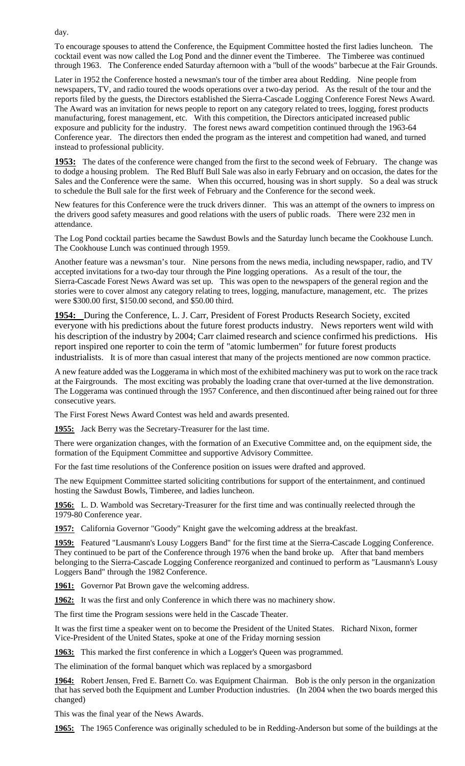day.

To encourage spouses to attend the Conference, the Equipment Committee hosted the first ladies luncheon. The cocktail event was now called the Log Pond and the dinner event the Timberee. The Timberee was continued through 1963. The Conference ended Saturday afternoon with a "bull of the woods" barbecue at the Fair Grounds.

Later in 1952 the Conference hosted a newsman's tour of the timber area about Redding. Nine people from newspapers, TV, and radio toured the woods operations over a two-day period. As the result of the tour and the reports filed by the guests, the Directors established the Sierra-Cascade Logging Conference Forest News Award. The Award was an invitation for news people to report on any category related to trees, logging, forest products manufacturing, forest management, etc. With this competition, the Directors anticipated increased public exposure and publicity for the industry. The forest news award competition continued through the 1963-64 Conference year. The directors then ended the program as the interest and competition had waned, and turned instead to professional publicity.

**1953:** The dates of the conference were changed from the first to the second week of February. The change was to dodge a housing problem. The Red Bluff Bull Sale was also in early February and on occasion, the dates for the Sales and the Conference were the same. When this occurred, housing was in short supply. So a deal was struck to schedule the Bull sale for the first week of February and the Conference for the second week.

New features for this Conference were the truck drivers dinner. This was an attempt of the owners to impress on the drivers good safety measures and good relations with the users of public roads. There were 232 men in attendance.

The Log Pond cocktail parties became the Sawdust Bowls and the Saturday lunch became the Cookhouse Lunch. The Cookhouse Lunch was continued through 1959.

Another feature was a newsman's tour. Nine persons from the news media, including newspaper, radio, and TV accepted invitations for a two-day tour through the Pine logging operations. As a result of the tour, the Sierra-Cascade Forest News Award was set up. This was open to the newspapers of the general region and the stories were to cover almost any category relating to trees, logging, manufacture, management, etc. The prizes were $300.00 first, $150.00 second, and $50.00 third.

**1954:** During the Conference, L. J. Carr, President of Forest Products Research Society, excited everyone with his predictions about the future forest products industry. News reporters went wild with his description of the industry by 2004; Carr claimed research and science confirmed his predictions. His report inspired one reporter to coin the term of "atomic lumbermen" for future forest products industrialists. It is of more than casual interest that many of the projects mentioned are now common practice.

A new feature added was the Loggerama in which most of the exhibited machinery was put to work on the race track at the Fairgrounds. The most exciting was probably the loading crane that over-turned at the live demonstration. The Loggerama was continued through the 1957 Conference, and then discontinued after being rained out for three consecutive years.

The First Forest News Award Contest was held and awards presented.

**1955:** Jack Berry was the Secretary-Treasurer for the last time.

There were organization changes, with the formation of an Executive Committee and, on the equipment side, the formation of the Equipment Committee and supportive Advisory Committee.

For the fast time resolutions of the Conference position on issues were drafted and approved.

The new Equipment Committee started soliciting contributions for support of the entertainment, and continued hosting the Sawdust Bowls, Timberee, and ladies luncheon.

**1956:** L. D. Wambold was Secretary-Treasurer for the first time and was continually reelected through the 1979-80 Conference year.

**1957:** California Governor "Goody" Knight gave the welcoming address at the breakfast.

**1959:** Featured "Lausmann's Lousy Loggers Band" for the first time at the Sierra-Cascade Logging Conference. They continued to be part of the Conference through 1976 when the band broke up. After that band members belonging to the Sierra-Cascade Logging Conference reorganized and continued to perform as "Lausmann's Lousy Loggers Band" through the 1982 Conference.

**1961:** Governor Pat Brown gave the welcoming address.

**1962:** It was the first and only Conference in which there was no machinery show.

The first time the Program sessions were held in the Cascade Theater.

It was the first time a speaker went on to become the President of the United States. Richard Nixon, former Vice-President of the United States, spoke at one of the Friday morning session

**1963:** This marked the first conference in which a Logger's Queen was programmed.

The elimination of the formal banquet which was replaced by a smorgasbord

**1964:** Robert Jensen, Fred E. Barnett Co. was Equipment Chairman. Bob is the only person in the organization that has served both the Equipment and Lumber Production industries. (In 2004 when the two boards merged this changed)

This was the final year of the News Awards.

**1965:** The 1965 Conference was originally scheduled to be in Redding-Anderson but some of the buildings at the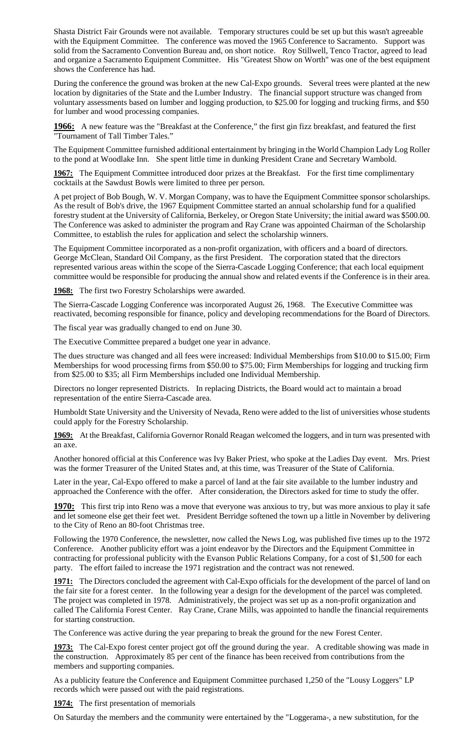Shasta District Fair Grounds were not available. Temporary structures could be set up but this wasn't agreeable with the Equipment Committee. The conference was moved the 1965 Conference to Sacramento. Support was solid from the Sacramento Convention Bureau and, on short notice. Roy Stillwell, Tenco Tractor, agreed to lead and organize a Sacramento Equipment Committee. His "Greatest Show on Worth" was one of the best equipment shows the Conference has had.

During the conference the ground was broken at the new Cal-Expo grounds. Several trees were planted at the new location by dignitaries of the State and the Lumber Industry. The financial support structure was changed from voluntary assessments based on lumber and logging production, to $25.00 for logging and trucking firms, and $50 for lumber and wood processing companies.

**1966:** A new feature was the "Breakfast at the Conference," the first gin fizz breakfast, and featured the first "Tournament of Tall Timber Tales."

The Equipment Committee furnished additional entertainment by bringing in the World Champion Lady Log Roller to the pond at Woodlake Inn. She spent little time in dunking President Crane and Secretary Wambold.

**1967:** The Equipment Committee introduced door prizes at the Breakfast. For the first time complimentary cocktails at the Sawdust Bowls were limited to three per person.

A pet project of Bob Bough, W. V. Morgan Company, was to have the Equipment Committee sponsor scholarships. As the result of Bob's drive, the 1967 Equipment Committee started an annual scholarship fund for a qualified forestry student at the University of California, Berkeley, or Oregon State University; the initial award was $500.00. The Conference was asked to administer the program and Ray Crane was appointed Chairman of the Scholarship Committee, to establish the rules for application and select the scholarship winners.

The Equipment Committee incorporated as a non-profit organization, with officers and a board of directors. George McClean, Standard Oil Company, as the first President. The corporation stated that the directors represented various areas within the scope of the Sierra-Cascade Logging Conference; that each local equipment committee would be responsible for producing the annual show and related events if the Conference is in their area.

**1968:** The first two Forestry Scholarships were awarded.

The Sierra-Cascade Logging Conference was incorporated August 26, 1968. The Executive Committee was reactivated, becoming responsible for finance, policy and developing recommendations for the Board of Directors.

The fiscal year was gradually changed to end on June 30.

The Executive Committee prepared a budget one year in advance.

The dues structure was changed and all fees were increased: Individual Memberships from $10.00 to $15.00; Firm Memberships for wood processing firms from $50.00 to $75.00; Firm Memberships for logging and trucking firm from $25.00 to $35; all Firm Memberships included one Individual Membership.

Directors no longer represented Districts. In replacing Districts, the Board would act to maintain a broad representation of the entire Sierra-Cascade area.

Humboldt State University and the University of Nevada, Reno were added to the list of universities whose students could apply for the Forestry Scholarship.

**1969:** At the Breakfast, California Governor Ronald Reagan welcomed the loggers, and in turn was presented with an axe.

Another honored official at this Conference was Ivy Baker Priest, who spoke at the Ladies Day event. Mrs. Priest was the former Treasurer of the United States and, at this time, was Treasurer of the State of California.

Later in the year, Cal-Expo offered to make a parcel of land at the fair site available to the lumber industry and approached the Conference with the offer. After consideration, the Directors asked for time to study the offer.

**1970:** This first trip into Reno was a move that everyone was anxious to try, but was more anxious to play it safe and let someone else get their feet wet. President Berridge softened the town up a little in November by delivering to the City of Reno an 80-foot Christmas tree.

Following the 1970 Conference, the newsletter, now called the News Log, was published five times up to the 1972 Conference. Another publicity effort was a joint endeavor by the Directors and the Equipment Committee in contracting for professional publicity with the Evanson Public Relations Company, for a cost of $1,500 for each party. The effort failed to increase the 1971 registration and the contract was not renewed.

**1971:** The Directors concluded the agreement with Cal-Expo officials for the development of the parcel of land on the fair site for a forest center. In the following year a design for the development of the parcel was completed. The project was completed in 1978. Administratively, the project was set up as a non-profit organization and called The California Forest Center. Ray Crane, Crane Mills, was appointed to handle the financial requirements for starting construction.

The Conference was active during the year preparing to break the ground for the new Forest Center.

**1973:** The Cal-Expo forest center project got off the ground during the year. A creditable showing was made in the construction. Approximately 85 per cent of the finance has been received from contributions from the members and supporting companies.

As a publicity feature the Conference and Equipment Committee purchased 1,250 of the "Lousy Loggers" LP records which were passed out with the paid registrations.

**1974:** The first presentation of memorials

On Saturday the members and the community were entertained by the "Loggerama-, a new substitution, for the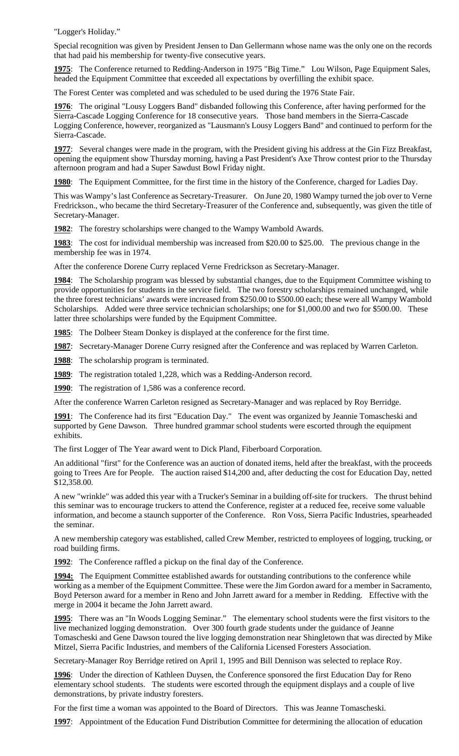"Logger's Holiday."

Special recognition was given by President Jensen to Dan Gellermann whose name was the only one on the records that had paid his membership for twenty-five consecutive years.

**1975**: The Conference returned to Redding-Anderson in 1975 "Big Time." Lou Wilson, Page Equipment Sales, headed the Equipment Committee that exceeded all expectations by overfilling the exhibit space.

The Forest Center was completed and was scheduled to be used during the 1976 State Fair.

**1976**: The original "Lousy Loggers Band" disbanded following this Conference, after having performed for the Sierra-Cascade Logging Conference for 18 consecutive years. Those band members in the Sierra-Cascade Logging Conference, however, reorganized as "Lausmann's Lousy Loggers Band" and continued to perform for the Sierra-Cascade.

**1977**: Several changes were made in the program, with the President giving his address at the Gin Fizz Breakfast, opening the equipment show Thursday morning, having a Past President's Axe Throw contest prior to the Thursday afternoon program and had a Super Sawdust Bowl Friday night.

**1980**: The Equipment Committee, for the first time in the history of the Conference, charged for Ladies Day.

This was Wampy's last Conference as Secretary-Treasurer. On June 20, 1980 Wampy turned the job over to Verne Fredrickson., who became the third Secretary-Treasurer of the Conference and, subsequently, was given the title of Secretary-Manager.

**1982**: The forestry scholarships were changed to the Wampy Wambold Awards.

**1983**: The cost for individual membership was increased from $20.00 to $25.00. The previous change in the membership fee was in 1974.

After the conference Dorene Curry replaced Verne Fredrickson as Secretary-Manager.

**1984**: The Scholarship program was blessed by substantial changes, due to the Equipment Committee wishing to provide opportunities for students in the service field. The two forestry scholarships remained unchanged, while the three forest technicians' awards were increased from $250.00 to $500.00 each; these were all Wampy Wambold Scholarships. Added were three service technician scholarships; one for $1,000.00 and two for $500.00. These latter three scholarships were funded by the Equipment Committee.

**1985**: The Dolbeer Steam Donkey is displayed at the conference for the first time.

**1987**: Secretary-Manager Dorene Curry resigned after the Conference and was replaced by Warren Carleton.

**1988**: The scholarship program is terminated.

**1989**: The registration totaled 1,228, which was a Redding-Anderson record.

**1990**: The registration of 1,586 was a conference record.

After the conference Warren Carleton resigned as Secretary-Manager and was replaced by Roy Berridge.

**1991**: The Conference had its first "Education Day." The event was organized by Jeannie Tomascheski and supported by Gene Dawson. Three hundred grammar school students were escorted through the equipment exhibits.

The first Logger of The Year award went to Dick Pland, Fiberboard Corporation.

An additional "first" for the Conference was an auction of donated items, held after the breakfast, with the proceeds going to Trees Are for People. The auction raised $14,200 and, after deducting the cost for Education Day, netted $12,358.00.

A new "wrinkle" was added this year with a Trucker's Seminar in a building off-site for truckers. The thrust behind this seminar was to encourage truckers to attend the Conference, register at a reduced fee, receive some valuable information, and become a staunch supporter of the Conference. Ron Voss, Sierra Pacific Industries, spearheaded the seminar.

A new membership category was established, called Crew Member, restricted to employees of logging, trucking, or road building firms.

**1992**: The Conference raffled a pickup on the final day of the Conference.

**1994:** The Equipment Committee established awards for outstanding contributions to the conference while working as a member of the Equipment Committee. These were the Jim Gordon award for a member in Sacramento, Boyd Peterson award for a member in Reno and John Jarrett award for a member in Redding. Effective with the merge in 2004 it became the John Jarrett award.

**1995**: There was an "In Woods Logging Seminar." The elementary school students were the first visitors to the live mechanized logging demonstration. Over 300 fourth grade students under the guidance of Jeanne Tomascheski and Gene Dawson toured the live logging demonstration near Shingletown that was directed by Mike Mitzel, Sierra Pacific Industries, and members of the California Licensed Foresters Association.

Secretary-Manager Roy Berridge retired on April 1, 1995 and Bill Dennison was selected to replace Roy.

**1996**: Under the direction of Kathleen Duysen, the Conference sponsored the first Education Day for Reno elementary school students. The students were escorted through the equipment displays and a couple of live demonstrations, by private industry foresters.

For the first time a woman was appointed to the Board of Directors. This was Jeanne Tomascheski.

**1997**: Appointment of the Education Fund Distribution Committee for determining the allocation of education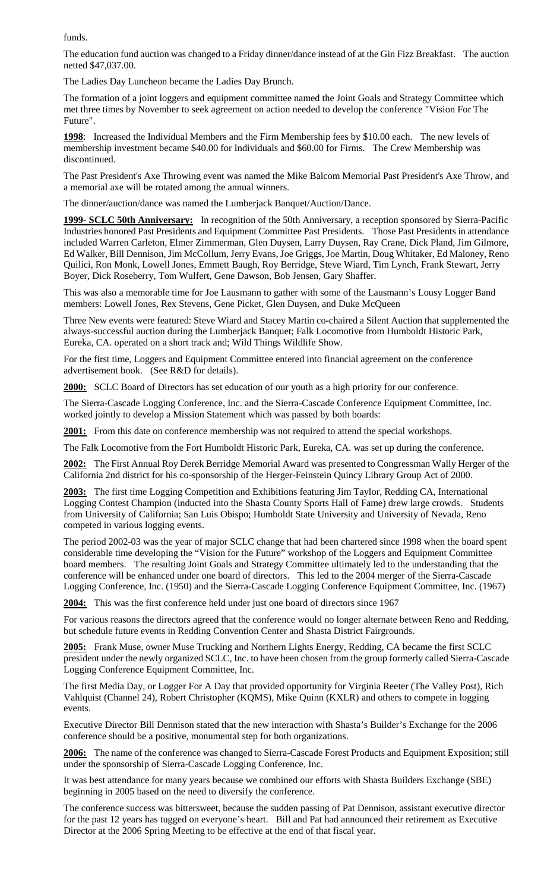funds.

The education fund auction was changed to a Friday dinner/dance instead of at the Gin Fizz Breakfast. The auction netted $47,037.00.

The Ladies Day Luncheon became the Ladies Day Brunch.

The formation of a joint loggers and equipment committee named the Joint Goals and Strategy Committee which met three times by November to seek agreement on action needed to develop the conference "Vision For The Future".

**1998**: Increased the Individual Members and the Firm Membership fees by $10.00 each. The new levels of membership investment became $40.00 for Individuals and $60.00 for Firms. The Crew Membership was discontinued.

The Past President's Axe Throwing event was named the Mike Balcom Memorial Past President's Axe Throw, and a memorial axe will be rotated among the annual winners.

The dinner/auction/dance was named the Lumberjack Banquet/Auction/Dance.

**1999- SCLC 50th Anniversary:** In recognition of the 50th Anniversary, a reception sponsored by Sierra-Pacific Industries honored Past Presidents and Equipment Committee Past Presidents. Those Past Presidents in attendance included Warren Carleton, Elmer Zimmerman, Glen Duysen, Larry Duysen, Ray Crane, Dick Pland, Jim Gilmore, Ed Walker, Bill Dennison, Jim McCollum, Jerry Evans, Joe Griggs, Joe Martin, Doug Whitaker, Ed Maloney, Reno Quilici, Ron Monk, Lowell Jones, Emmett Baugh, Roy Berridge, Steve Wiard, Tim Lynch, Frank Stewart, Jerry Boyer, Dick Roseberry, Tom Wulfert, Gene Dawson, Bob Jensen, Gary Shaffer.

This was also a memorable time for Joe Lausmann to gather with some of the Lausmann's Lousy Logger Band members: Lowell Jones, Rex Stevens, Gene Picket, Glen Duysen, and Duke McQueen

Three New events were featured: Steve Wiard and Stacey Martin co-chaired a Silent Auction that supplemented the always-successful auction during the Lumberjack Banquet; Falk Locomotive from Humboldt Historic Park, Eureka, CA. operated on a short track and; Wild Things Wildlife Show.

For the first time, Loggers and Equipment Committee entered into financial agreement on the conference advertisement book. (See R&D for details).

**2000:** SCLC Board of Directors has set education of our youth as a high priority for our conference.

The Sierra-Cascade Logging Conference, Inc. and the Sierra-Cascade Conference Equipment Committee, Inc. worked jointly to develop a Mission Statement which was passed by both boards:

**2001:** From this date on conference membership was not required to attend the special workshops.

The Falk Locomotive from the Fort Humboldt Historic Park, Eureka, CA. was set up during the conference.

**2002:** The First Annual Roy Derek Berridge Memorial Award was presented to Congressman Wally Herger of the California 2nd district for his co-sponsorship of the Herger-Feinstein Quincy Library Group Act of 2000.

**2003:** The first time Logging Competition and Exhibitions featuring Jim Taylor, Redding CA, International Logging Contest Champion (inducted into the Shasta County Sports Hall of Fame) drew large crowds. Students from University of California; San Luis Obispo; Humboldt State University and University of Nevada, Reno competed in various logging events.

The period 2002-03 was the year of major SCLC change that had been chartered since 1998 when the board spent considerable time developing the "Vision for the Future" workshop of the Loggers and Equipment Committee board members. The resulting Joint Goals and Strategy Committee ultimately led to the understanding that the conference will be enhanced under one board of directors. This led to the 2004 merger of the Sierra-Cascade Logging Conference, Inc. (1950) and the Sierra-Cascade Logging Conference Equipment Committee, Inc. (1967)

**2004:** This was the first conference held under just one board of directors since 1967

For various reasons the directors agreed that the conference would no longer alternate between Reno and Redding, but schedule future events in Redding Convention Center and Shasta District Fairgrounds.

**2005:** Frank Muse, owner Muse Trucking and Northern Lights Energy, Redding, CA became the first SCLC president under the newly organized SCLC, Inc. to have been chosen from the group formerly called Sierra-Cascade Logging Conference Equipment Committee, Inc.

The first Media Day, or Logger For A Day that provided opportunity for Virginia Reeter (The Valley Post), Rich Vahlquist (Channel 24), Robert Christopher (KQMS), Mike Quinn (KXLR) and others to compete in logging events.

Executive Director Bill Dennison stated that the new interaction with Shasta's Builder's Exchange for the 2006 conference should be a positive, monumental step for both organizations.

**2006:** The name of the conference was changed to Sierra-Cascade Forest Products and Equipment Exposition; still under the sponsorship of Sierra-Cascade Logging Conference, Inc.

It was best attendance for many years because we combined our efforts with Shasta Builders Exchange (SBE) beginning in 2005 based on the need to diversify the conference.

The conference success was bittersweet, because the sudden passing of Pat Dennison, assistant executive director for the past 12 years has tugged on everyone's heart. Bill and Pat had announced their retirement as Executive Director at the 2006 Spring Meeting to be effective at the end of that fiscal year.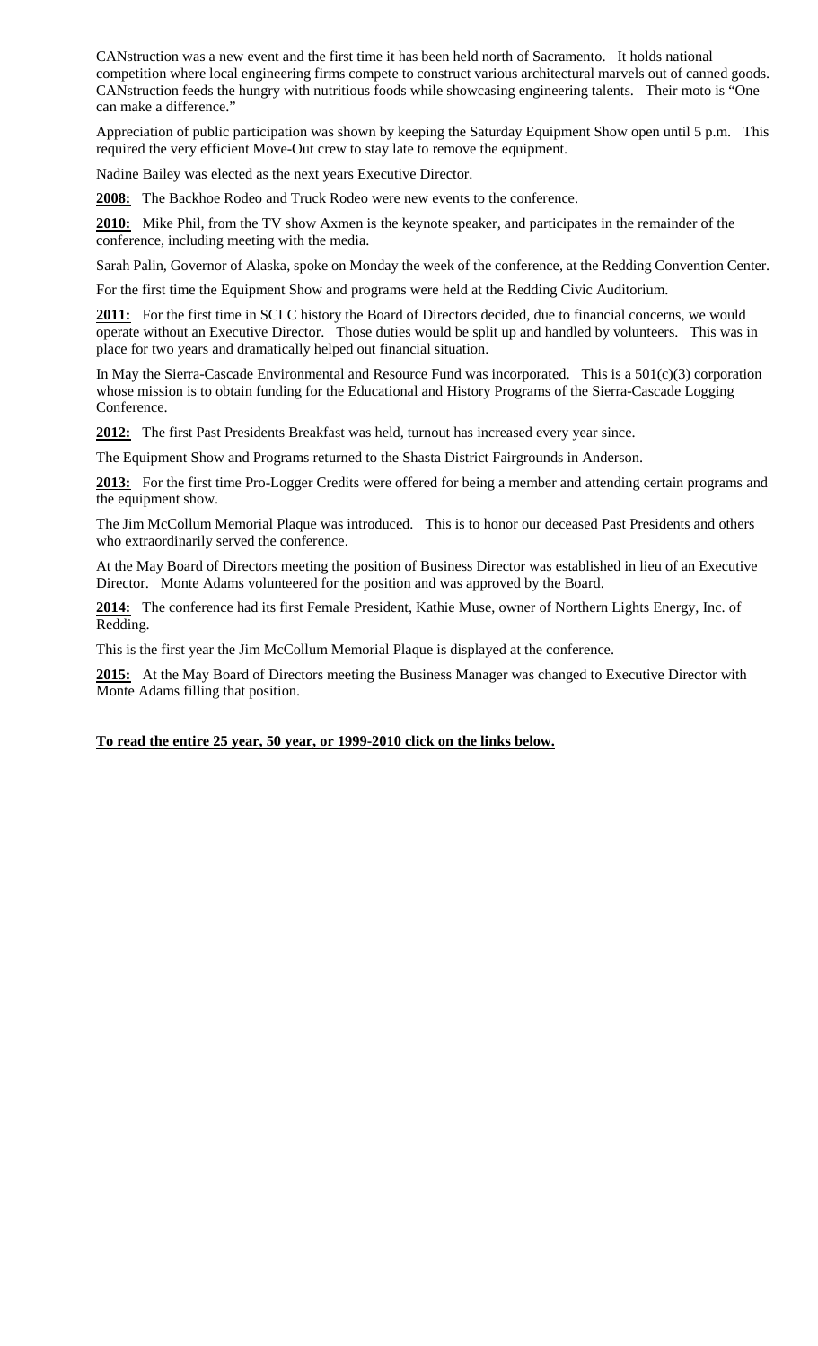CANstruction was a new event and the first time it has been held north of Sacramento. It holds national competition where local engineering firms compete to construct various architectural marvels out of canned goods. CANstruction feeds the hungry with nutritious foods while showcasing engineering talents. Their moto is "One can make a difference."

Appreciation of public participation was shown by keeping the Saturday Equipment Show open until 5 p.m. This required the very efficient Move-Out crew to stay late to remove the equipment.

Nadine Bailey was elected as the next years Executive Director.

**2008:** The Backhoe Rodeo and Truck Rodeo were new events to the conference.

**2010:** Mike Phil, from the TV show Axmen is the keynote speaker, and participates in the remainder of the conference, including meeting with the media.

Sarah Palin, Governor of Alaska, spoke on Monday the week of the conference, at the Redding Convention Center.

For the first time the Equipment Show and programs were held at the Redding Civic Auditorium.

**2011:** For the first time in SCLC history the Board of Directors decided, due to financial concerns, we would operate without an Executive Director. Those duties would be split up and handled by volunteers. This was in place for two years and dramatically helped out financial situation.

In May the Sierra-Cascade Environmental and Resource Fund was incorporated. This is a 501(c)(3) corporation whose mission is to obtain funding for the Educational and History Programs of the Sierra-Cascade Logging Conference.

**2012:** The first Past Presidents Breakfast was held, turnout has increased every year since.

The Equipment Show and Programs returned to the Shasta District Fairgrounds in Anderson.

**2013:** For the first time Pro-Logger Credits were offered for being a member and attending certain programs and the equipment show.

The Jim McCollum Memorial Plaque was introduced. This is to honor our deceased Past Presidents and others who extraordinarily served the conference.

At the May Board of Directors meeting the position of Business Director was established in lieu of an Executive Director. Monte Adams volunteered for the position and was approved by the Board.

**2014:** The conference had its first Female President, Kathie Muse, owner of Northern Lights Energy, Inc. of Redding.

This is the first year the Jim McCollum Memorial Plaque is displayed at the conference.

**2015:** At the May Board of Directors meeting the Business Manager was changed to Executive Director with Monte Adams filling that position.

**To read the entire 25 year, 50 year, or 1999-2010 click on the links below.**